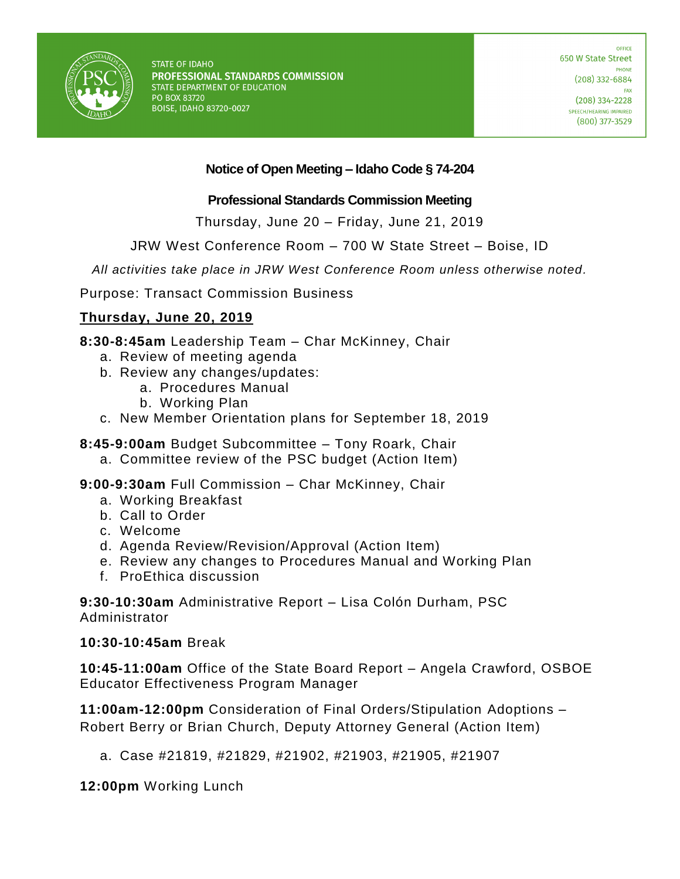STATE OF IDAHO
**PROFESSIONAL STANDARDS COMMISSION**
STATE DEPARTMENT OF EDUCATION
PO BOX 83720
BOISE, IDAHO 83720-0027

OFFICE
650 W State Street
PHONE
(208) 332-6884
FAX
(208) 334-2228
SPEECH/HEARING IMPAIRED
(800) 377-3529

## Notice of Open Meeting – Idaho Code § 74-204

### Professional Standards Commission Meeting

Thursday, June 20 – Friday, June 21, 2019

JRW West Conference Room – 700 W State Street – Boise, ID

*All activities take place in JRW West Conference Room unless otherwise noted.*

Purpose: Transact Commission Business

**Thursday, June 20, 2019**

**8:30-8:45am** Leadership Team – Char McKinney, Chair

a. Review of meeting agenda
b. Review any changes/updates:
   a. Procedures Manual
   b. Working Plan
c. New Member Orientation plans for September 18, 2019

**8:45-9:00am** Budget Subcommittee – Tony Roark, Chair

a. Committee review of the PSC budget (Action Item)

**9:00-9:30am** Full Commission – Char McKinney, Chair

a. Working Breakfast
b. Call to Order
c. Welcome
d. Agenda Review/Revision/Approval (Action Item)
e. Review any changes to Procedures Manual and Working Plan
f. ProEthica discussion

**9:30-10:30am** Administrative Report – Lisa Colón Durham, PSC Administrator

**10:30-10:45am** Break

**10:45-11:00am** Office of the State Board Report – Angela Crawford, OSBOE Educator Effectiveness Program Manager

**11:00am-12:00pm** Consideration of Final Orders/Stipulation Adoptions – Robert Berry or Brian Church, Deputy Attorney General (Action Item)

a. Case #21819, #21829, #21902, #21903, #21905, #21907

**12:00pm** Working Lunch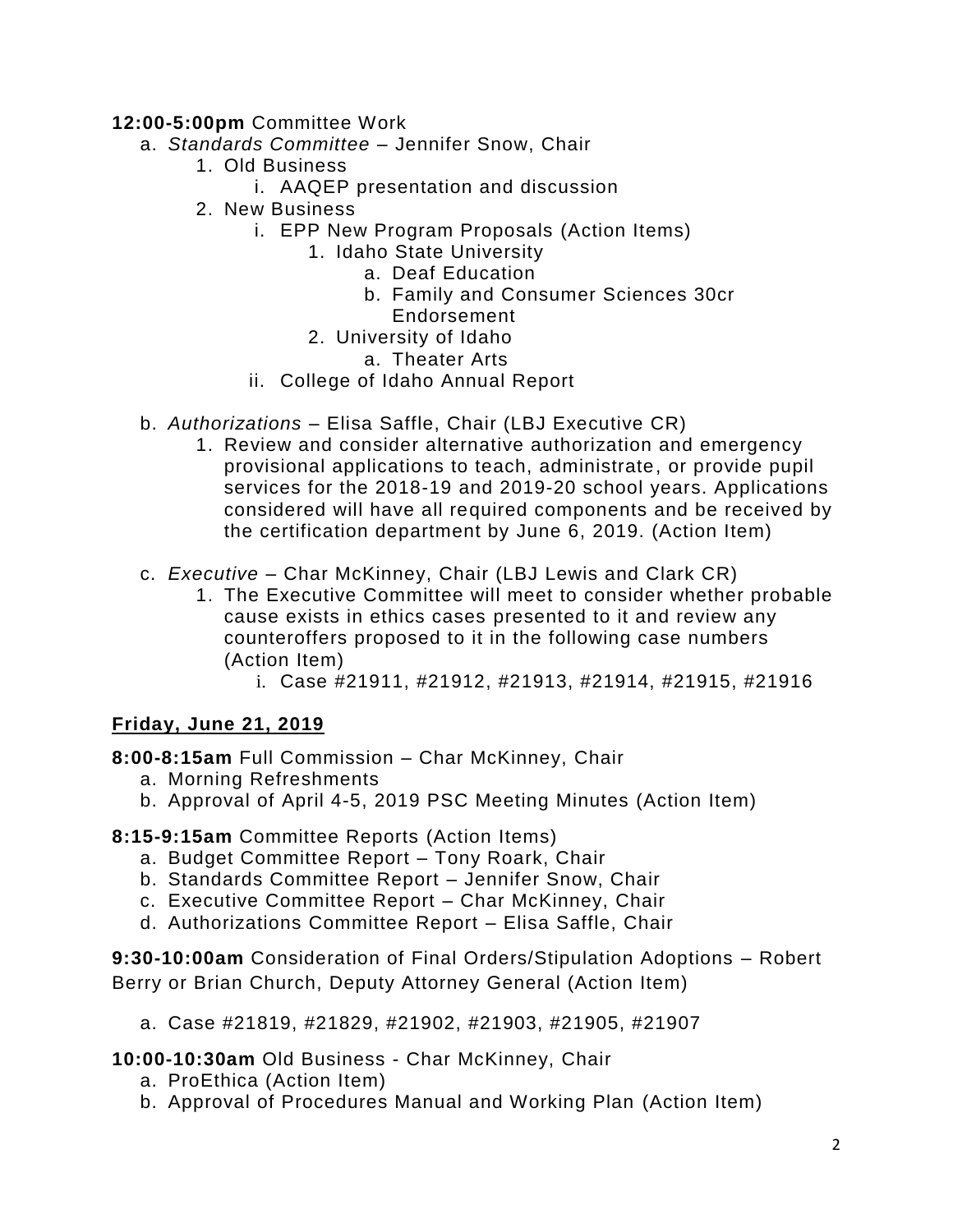**12:00-5:00pm** Committee Work

a. *Standards Committee* – Jennifer Snow, Chair
   1. Old Business
      i. AAQEP presentation and discussion
   2. New Business
      i. EPP New Program Proposals (Action Items)
         1. Idaho State University
            a. Deaf Education
            b. Family and Consumer Sciences 30cr Endorsement
         2. University of Idaho
            a. Theater Arts
      ii. College of Idaho Annual Report

b. *Authorizations* – Elisa Saffle, Chair (LBJ Executive CR)
   1. Review and consider alternative authorization and emergency provisional applications to teach, administrate, or provide pupil services for the 2018-19 and 2019-20 school years. Applications considered will have all required components and be received by the certification department by June 6, 2019. (Action Item)

c. *Executive* – Char McKinney, Chair (LBJ Lewis and Clark CR)
   1. The Executive Committee will meet to consider whether probable cause exists in ethics cases presented to it and review any counteroffers proposed to it in the following case numbers (Action Item)
      i. Case #21911, #21912, #21913, #21914, #21915, #21916

## Friday, June 21, 2019

**8:00-8:15am** Full Commission – Char McKinney, Chair

a. Morning Refreshments
b. Approval of April 4-5, 2019 PSC Meeting Minutes (Action Item)

**8:15-9:15am** Committee Reports (Action Items)

a. Budget Committee Report – Tony Roark, Chair
b. Standards Committee Report – Jennifer Snow, Chair
c. Executive Committee Report – Char McKinney, Chair
d. Authorizations Committee Report – Elisa Saffle, Chair

**9:30-10:00am** Consideration of Final Orders/Stipulation Adoptions – Robert Berry or Brian Church, Deputy Attorney General (Action Item)

a. Case #21819, #21829, #21902, #21903, #21905, #21907

**10:00-10:30am** Old Business - Char McKinney, Chair

a. ProEthica (Action Item)
b. Approval of Procedures Manual and Working Plan (Action Item)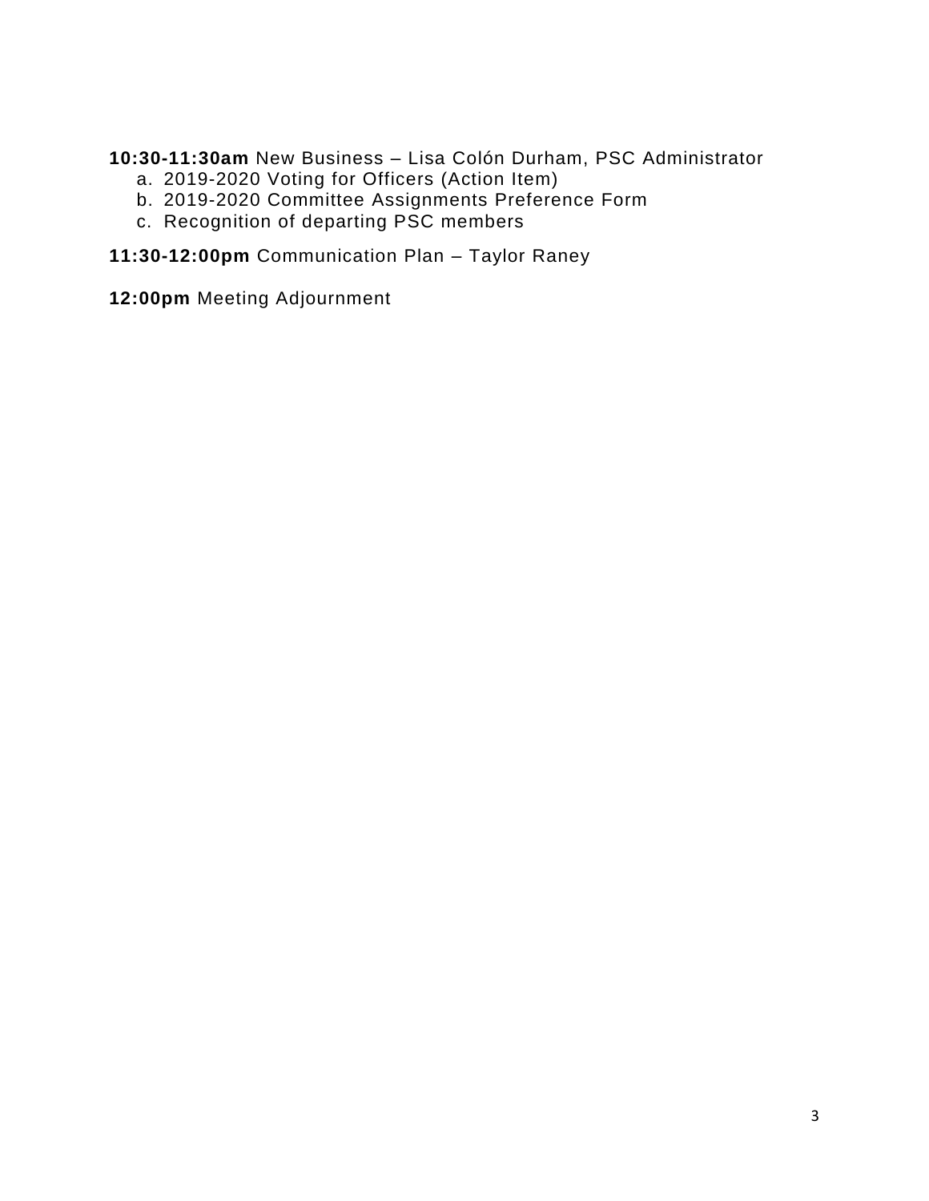**10:30-11:30am** New Business – Lisa Colón Durham, PSC Administrator

a. 2019-2020 Voting for Officers (Action Item)
b. 2019-2020 Committee Assignments Preference Form
c. Recognition of departing PSC members

**11:30-12:00pm** Communication Plan – Taylor Raney

**12:00pm** Meeting Adjournment